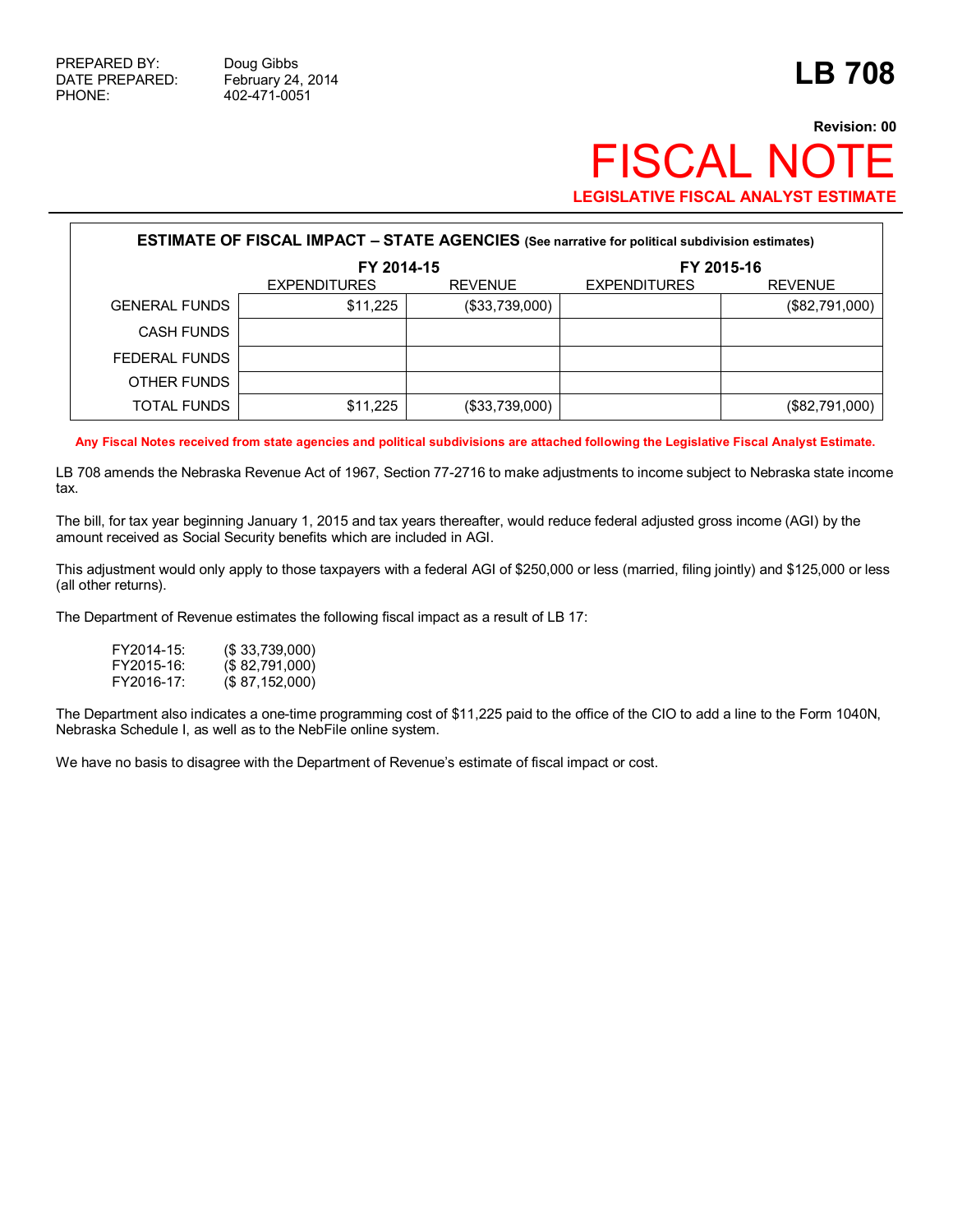PREPARED BY: Doug Gibbs
DATE PREPARED: February 24, 2014
PHONE: 402-471-0051

# LB 708

**Revision: 00**

# FISCAL NOTE

**LEGISLATIVE FISCAL ANALYST ESTIMATE**

| ESTIMATE OF FISCAL IMPACT – STATE AGENCIES (See narrative for political subdivision estimates) | | | | |
|---|---|---|---|---|
| | FY 2014-15 | | FY 2015-16 | |
| | EXPENDITURES | REVENUE | EXPENDITURES | REVENUE |
| GENERAL FUNDS | $11,225 | ($33,739,000) | | ($82,791,000) |
| CASH FUNDS | | | | |
| FEDERAL FUNDS | | | | |
| OTHER FUNDS | | | | |
| TOTAL FUNDS | $11,225 | ($33,739,000) | | ($82,791,000) |

**Any Fiscal Notes received from state agencies and political subdivisions are attached following the Legislative Fiscal Analyst Estimate.**

LB 708 amends the Nebraska Revenue Act of 1967, Section 77-2716 to make adjustments to income subject to Nebraska state income tax.

The bill, for tax year beginning January 1, 2015 and tax years thereafter, would reduce federal adjusted gross income (AGI) by the amount received as Social Security benefits which are included in AGI.

This adjustment would only apply to those taxpayers with a federal AGI of $250,000 or less (married, filing jointly) and $125,000 or less (all other returns).

The Department of Revenue estimates the following fiscal impact as a result of LB 17:

FY2014-15: ($ 33,739,000)
FY2015-16: ($ 82,791,000)
FY2016-17: ($ 87,152,000)

The Department also indicates a one-time programming cost of $11,225 paid to the office of the CIO to add a line to the Form 1040N, Nebraska Schedule I, as well as to the NebFile online system.

We have no basis to disagree with the Department of Revenue's estimate of fiscal impact or cost.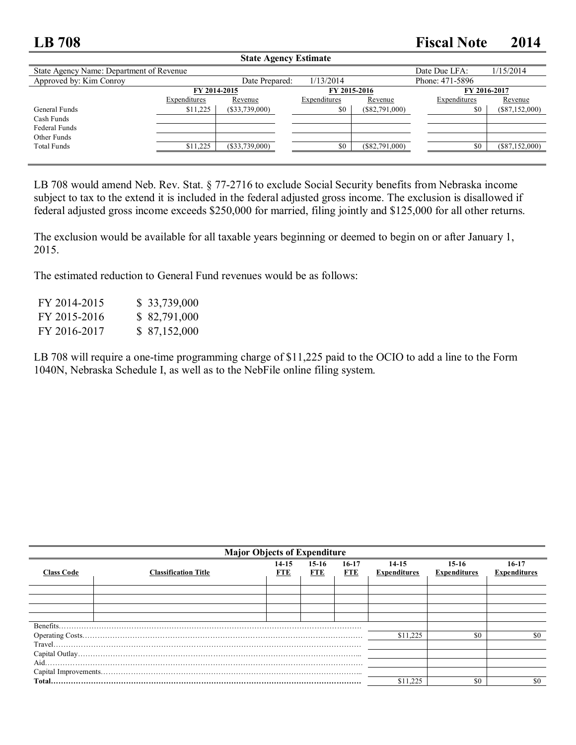# LB 708 Fiscal Note 2014

**State Agency Estimate**

| | | | | | | |
|---|---|---|---|---|---|---|
| State Agency Name: Department of Revenue | | | | | Date Due LFA: | 1/15/2014 |
| Approved by: Kim Conroy | | Date Prepared: | 1/13/2014 | | Phone: 471-5896 | |

| | FY 2014-2015 | | FY 2015-2016 | | FY 2016-2017 | |
|---|---|---|---|---|---|---|
| | Expenditures | Revenue | Expenditures | Revenue | Expenditures | Revenue |
| General Funds | $11,225 | ($33,739,000) | $0 | ($82,791,000) | $0 | ($87,152,000) |
| Cash Funds | | | | | | |
| Federal Funds | | | | | | |
| Other Funds | | | | | | |
| Total Funds | $11,225 | ($33,739,000) | $0 | ($82,791,000) | $0 | ($87,152,000) |

LB 708 would amend Neb. Rev. Stat. § 77-2716 to exclude Social Security benefits from Nebraska income subject to tax to the extend it is included in the federal adjusted gross income. The exclusion is disallowed if federal adjusted gross income exceeds $250,000 for married, filing jointly and $125,000 for all other returns.

The exclusion would be available for all taxable years beginning or deemed to begin on or after January 1, 2015.

The estimated reduction to General Fund revenues would be as follows:

| | |
|---|---|
| FY 2014-2015 | $ 33,739,000 |
| FY 2015-2016 | $ 82,791,000 |
| FY 2016-2017 | $ 87,152,000 |

LB 708 will require a one-time programming charge of $11,225 paid to the OCIO to add a line to the Form 1040N, Nebraska Schedule I, as well as to the NebFile online filing system.

**Major Objects of Expenditure**

| Class Code | Classification Title | 14-15 FTE | 15-16 FTE | 16-17 FTE | 14-15 Expenditures | 15-16 Expenditures | 16-17 Expenditures |
|---|---|---|---|---|---|---|---|
| | | | | | | | |
| | | | | | | | |
| | | | | | | | |
| | | | | | | | |
| Benefits | | | | | | | |
| Operating Costs | | | | | $11,225 | $0 | $0 |
| Travel | | | | | | | |
| Capital Outlay | | | | | | | |
| Aid | | | | | | | |
| Capital Improvements | | | | | | | |
| **Total** | | | | | $11,225 | $0 | $0 |